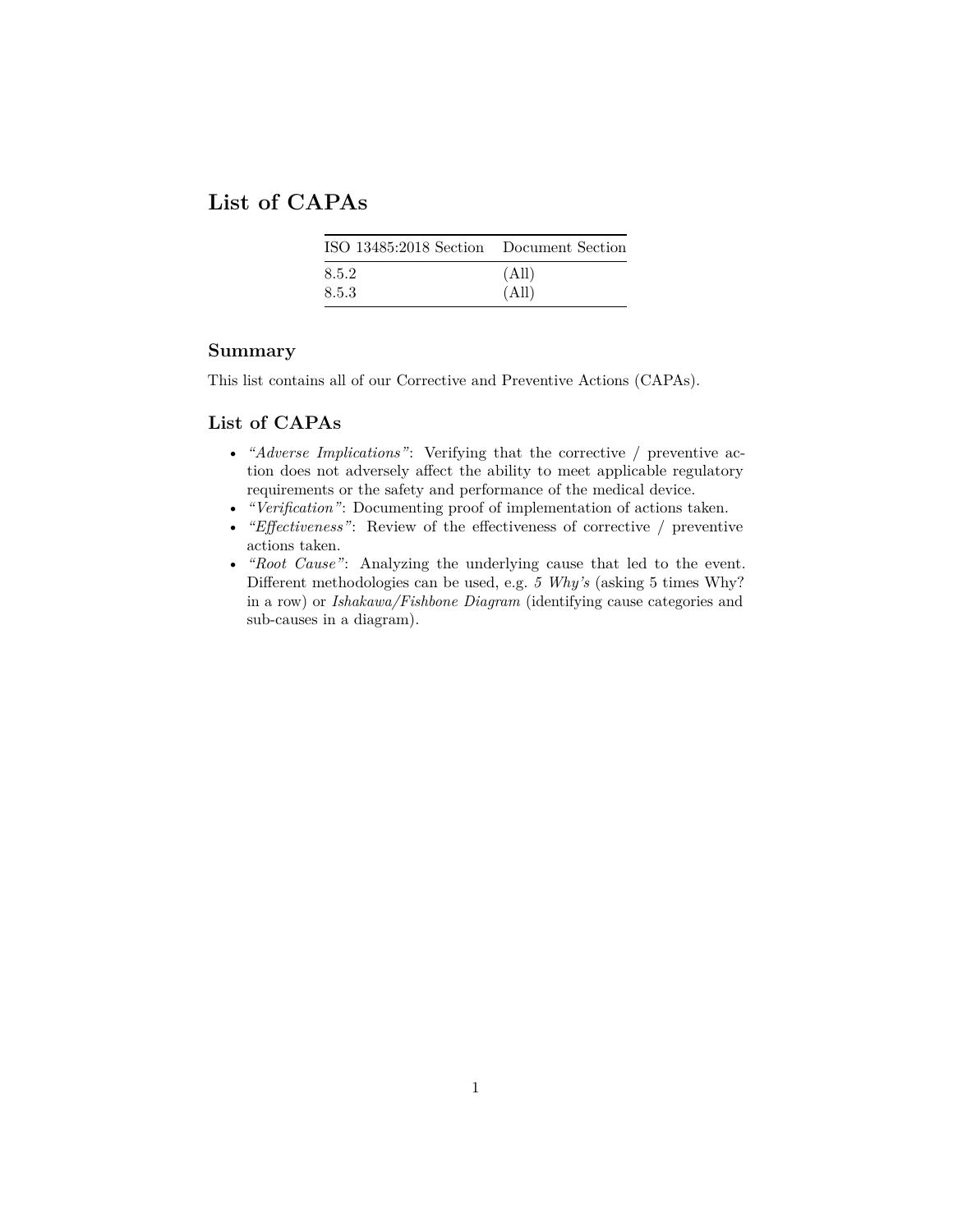# List of CAPAs

| ISO 13485:2018 Section | Document Section |
|---|---|
| 8.5.2 | (All) |
| 8.5.3 | (All) |

## Summary

This list contains all of our Corrective and Preventive Actions (CAPAs).

## List of CAPAs

- *"Adverse Implications"*: Verifying that the corrective / preventive action does not adversely affect the ability to meet applicable regulatory requirements or the safety and performance of the medical device.
- *"Verification"*: Documenting proof of implementation of actions taken.
- *"Effectiveness"*: Review of the effectiveness of corrective / preventive actions taken.
- *"Root Cause"*: Analyzing the underlying cause that led to the event. Different methodologies can be used, e.g. *5 Why's* (asking 5 times Why? in a row) or *Ishakawa/Fishbone Diagram* (identifying cause categories and sub-causes in a diagram).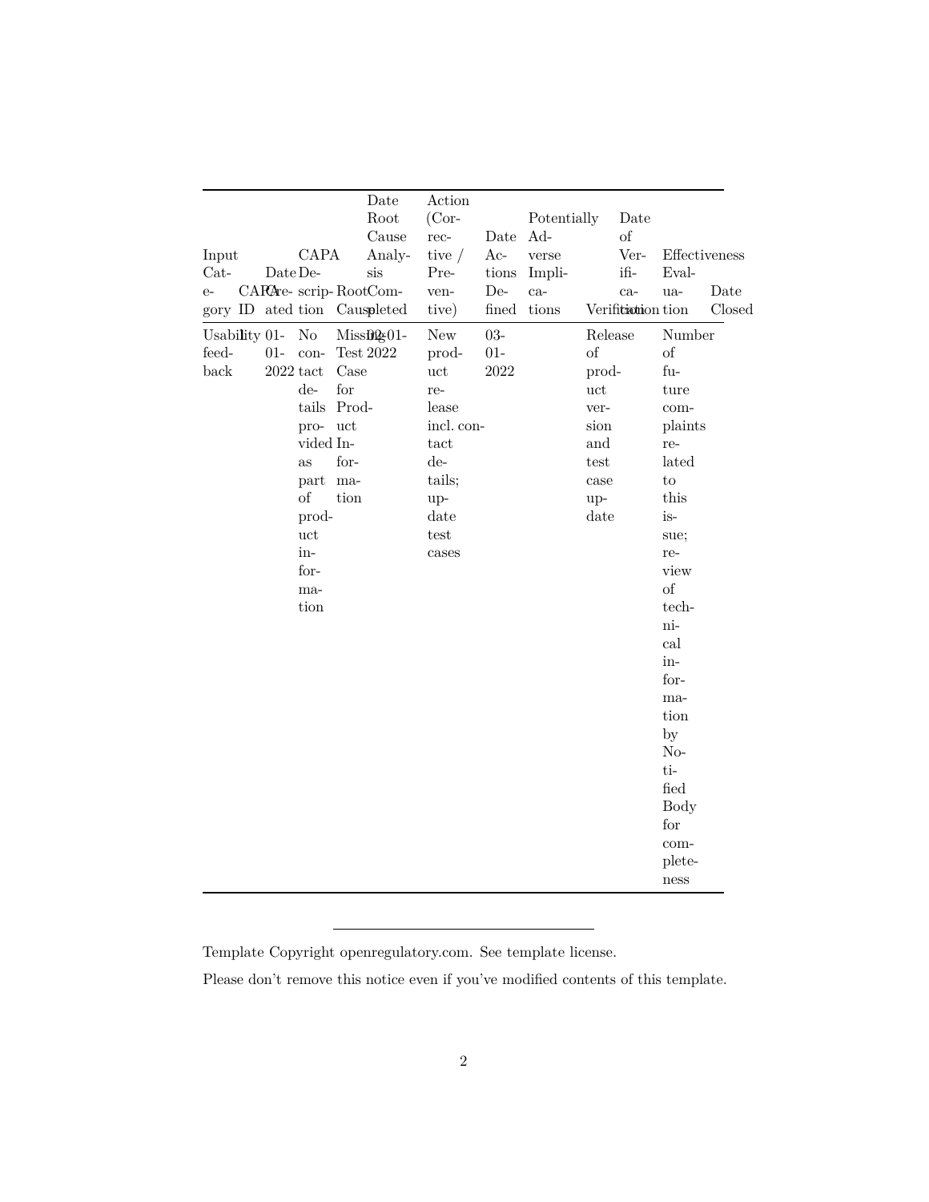| Input Category | CAPA ID | Date Created | CAPA Description | Root Cause | Date Root Cause Analysis Completed | Action (Corrective / Preventive) | Date Actions Defined | Potentially Adverse Implications | Verification | Date of Verification | Effectiveness Evaluation | Date Closed |
|---|---|---|---|---|---|---|---|---|---|---|---|---|
| Usability feedback | 1 | 01-01-2022 | No contact details provided as part of product information | Missing Test Case for Product Information | 02-01-2022 | New product release incl. contact details; update test cases | 03-01-2022 | | Release of product version and test case update | | Number of future complaints related to this issue; review of technical information by Notified Body for completeness | |

---

Template Copyright openregulatory.com. See template license.

Please don't remove this notice even if you've modified contents of this template.